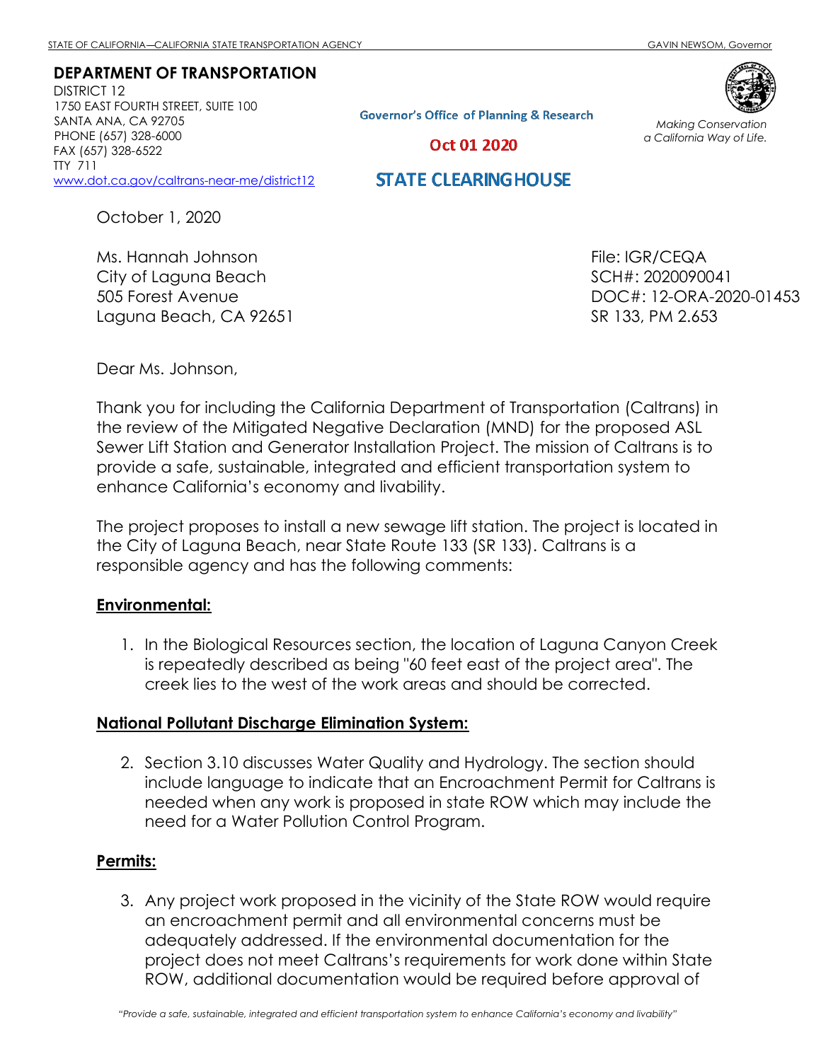STATE OF CALIFORNIA—CALIFORNIA STATE TRANSPORTATION AGENCY GAVIN NEWSOM, Governor

**DEPARTMENT OF TRANSPORTATION**
DISTRICT 12
1750 EAST FOURTH STREET, SUITE 100
SANTA ANA, CA 92705
PHONE (657) 328-6000
FAX (657) 328-6522
TTY 711
www.dot.ca.gov/caltrans-near-me/district12

Governor's Office of Planning & Research

Oct 01 2020

STATE CLEARINGHOUSE

*Making Conservation a California Way of Life.*

October 1, 2020

Ms. Hannah Johnson
City of Laguna Beach
505 Forest Avenue
Laguna Beach, CA 92651

File: IGR/CEQA
SCH#: 2020090041
DOC#: 12-ORA-2020-01453
SR 133, PM 2.653

Dear Ms. Johnson,

Thank you for including the California Department of Transportation (Caltrans) in the review of the Mitigated Negative Declaration (MND) for the proposed ASL Sewer Lift Station and Generator Installation Project. The mission of Caltrans is to provide a safe, sustainable, integrated and efficient transportation system to enhance California's economy and livability.

The project proposes to install a new sewage lift station. The project is located in the City of Laguna Beach, near State Route 133 (SR 133). Caltrans is a responsible agency and has the following comments:

**Environmental:**

1. In the Biological Resources section, the location of Laguna Canyon Creek is repeatedly described as being "60 feet east of the project area". The creek lies to the west of the work areas and should be corrected.

**National Pollutant Discharge Elimination System:**

2. Section 3.10 discusses Water Quality and Hydrology. The section should include language to indicate that an Encroachment Permit for Caltrans is needed when any work is proposed in state ROW which may include the need for a Water Pollution Control Program.

**Permits:**

3. Any project work proposed in the vicinity of the State ROW would require an encroachment permit and all environmental concerns must be adequately addressed. If the environmental documentation for the project does not meet Caltrans's requirements for work done within State ROW, additional documentation would be required before approval of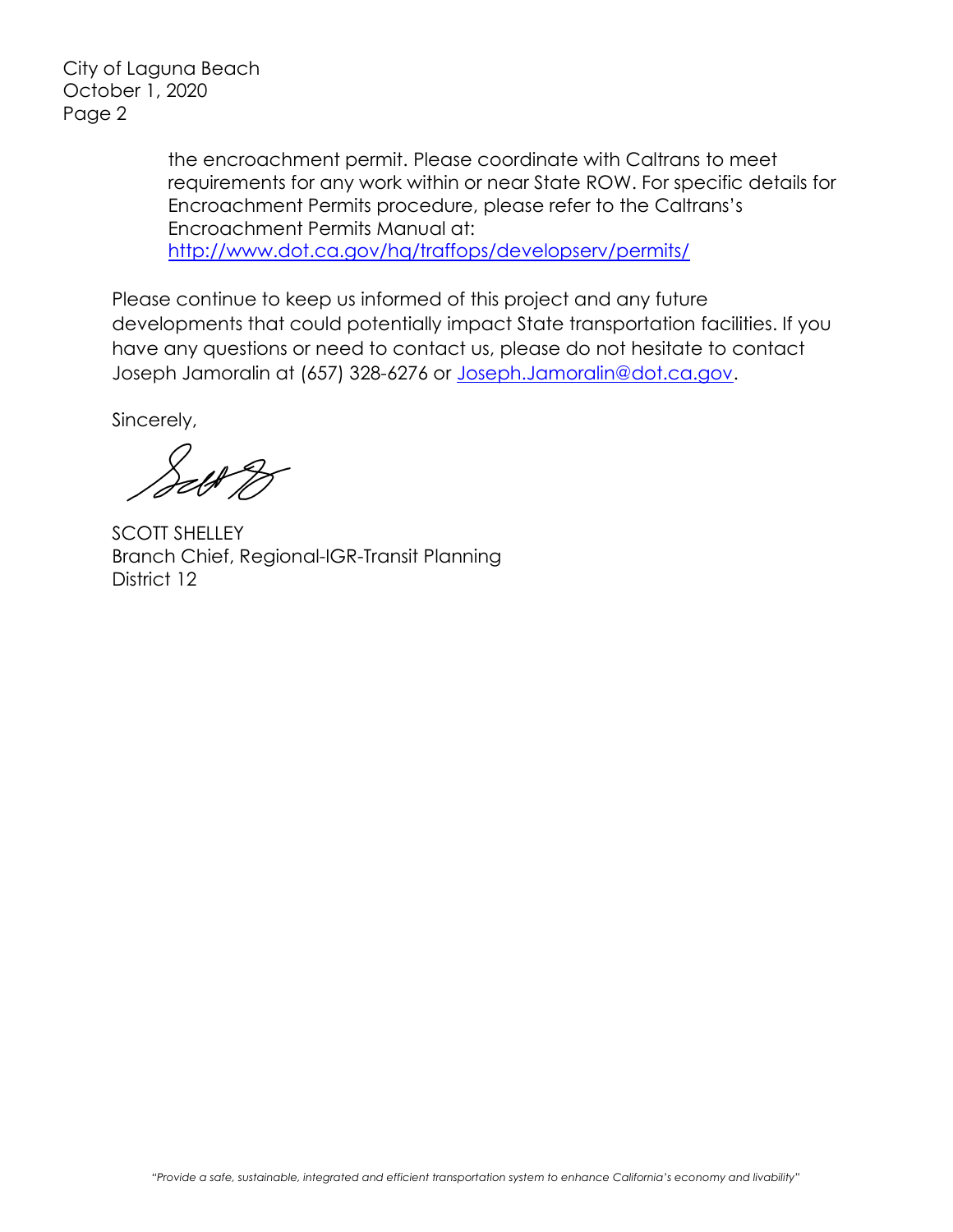the encroachment permit. Please coordinate with Caltrans to meet requirements for any work within or near State ROW. For specific details for Encroachment Permits procedure, please refer to the Caltrans's Encroachment Permits Manual at: http://www.dot.ca.gov/hq/traffops/developserv/permits/

Please continue to keep us informed of this project and any future developments that could potentially impact State transportation facilities. If you have any questions or need to contact us, please do not hesitate to contact Joseph Jamoralin at (657) 328-6276 or Joseph.Jamoralin@dot.ca.gov.

Sincerely,

SCOTT SHELLEY
Branch Chief, Regional-IGR-Transit Planning
District 12